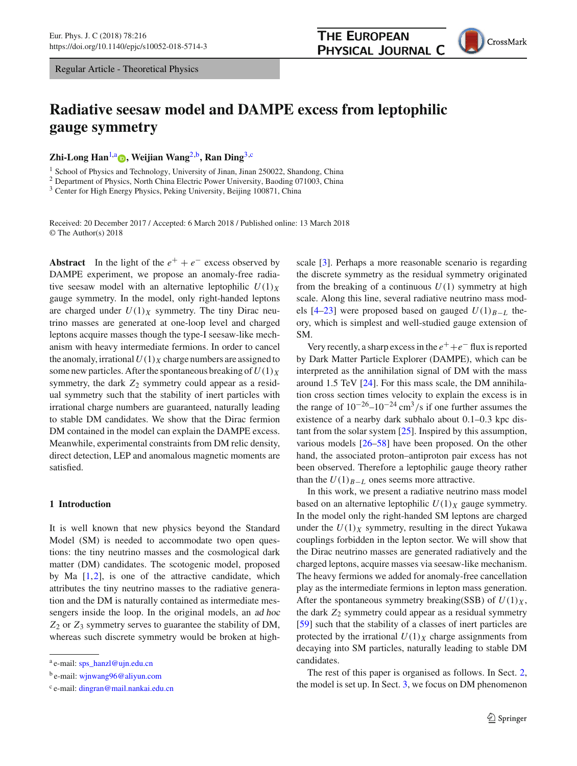Regular Article - Theoretical Physics

# Radiative seesaw model and DAMPE excess from leptophilic gauge symmetry

**Zhi-Long Han**[1,a], **Weijian Wang**[2,b], **Ran Ding**[3,c]

[1] School of Physics and Technology, University of Jinan, Jinan 250022, Shandong, China
[2] Department of Physics, North China Electric Power University, Baoding 071003, China
[3] Center for High Energy Physics, Peking University, Beijing 100871, China

Received: 20 December 2017 / Accepted: 6 March 2018 / Published online: 13 March 2018
© The Author(s) 2018

**Abstract** In the light of the $e^+ + e^-$ excess observed by DAMPE experiment, we propose an anomaly-free radiative seesaw model with an alternative leptophilic $U(1)_X$ gauge symmetry. In the model, only right-handed leptons are charged under $U(1)_X$ symmetry. The tiny Dirac neutrino masses are generated at one-loop level and charged leptons acquire masses though the type-I seesaw-like mechanism with heavy intermediate fermions. In order to cancel the anomaly, irrational $U(1)_X$ charge numbers are assigned to some new particles. After the spontaneous breaking of $U(1)_X$ symmetry, the dark $Z_2$ symmetry could appear as a residual symmetry such that the stability of inert particles with irrational charge numbers are guaranteed, naturally leading to stable DM candidates. We show that the Dirac fermion DM contained in the model can explain the DAMPE excess. Meanwhile, experimental constraints from DM relic density, direct detection, LEP and anomalous magnetic moments are satisfied.

## 1 Introduction

It is well known that new physics beyond the Standard Model (SM) is needed to accommodate two open questions: the tiny neutrino masses and the cosmological dark matter (DM) candidates. The scotogenic model, proposed by Ma [1,2], is one of the attractive candidate, which attributes the tiny neutrino masses to the radiative generation and the DM is naturally contained as intermediate messengers inside the loop. In the original models, an *ad hoc* $Z_2$ or $Z_3$ symmetry serves to guarantee the stability of DM, whereas such discrete symmetry would be broken at high-scale [3]. Perhaps a more reasonable scenario is regarding the discrete symmetry as the residual symmetry originated from the breaking of a continuous $U(1)$ symmetry at high scale. Along this line, several radiative neutrino mass models [4–23] were proposed based on gauged $U(1)_{B-L}$ theory, which is simplest and well-studied gauge extension of SM.

Very recently, a sharp excess in the $e^+ + e^-$ flux is reported by Dark Matter Particle Explorer (DAMPE), which can be interpreted as the annihilation signal of DM with the mass around 1.5 TeV [24]. For this mass scale, the DM annihilation cross section times velocity to explain the excess is in the range of $10^{-26}$–$10^{-24}$ cm$^3$/s if one further assumes the existence of a nearby dark subhalo about 0.1–0.3 kpc distant from the solar system [25]. Inspired by this assumption, various models [26–58] have been proposed. On the other hand, the associated proton–antiproton pair excess has not been observed. Therefore a leptophilic gauge theory rather than the $U(1)_{B-L}$ ones seems more attractive.

In this work, we present a radiative neutrino mass model based on an alternative leptophilic $U(1)_X$ gauge symmetry. In the model only the right-handed SM leptons are charged under the $U(1)_X$ symmetry, resulting in the direct Yukawa couplings forbidden in the lepton sector. We will show that the Dirac neutrino masses are generated radiatively and the charged leptons, acquire masses via seesaw-like mechanism. The heavy fermions we added for anomaly-free cancellation play as the intermediate fermions in lepton mass generation. After the spontaneous symmetry breaking(SSB) of $U(1)_X$, the dark $Z_2$ symmetry could appear as a residual symmetry [59] such that the stability of a classes of inert particles are protected by the irrational $U(1)_X$ charge assignments from decaying into SM particles, naturally leading to stable DM candidates.

The rest of this paper is organised as follows. In Sect. 2, the model is set up. In Sect. 3, we focus on DM phenomenon

---

[a] e-mail: sps_hanzl@ujn.edu.cn
[b] e-mail: wjnwang96@aliyun.com
[c] e-mail: dingran@mail.nankai.edu.cn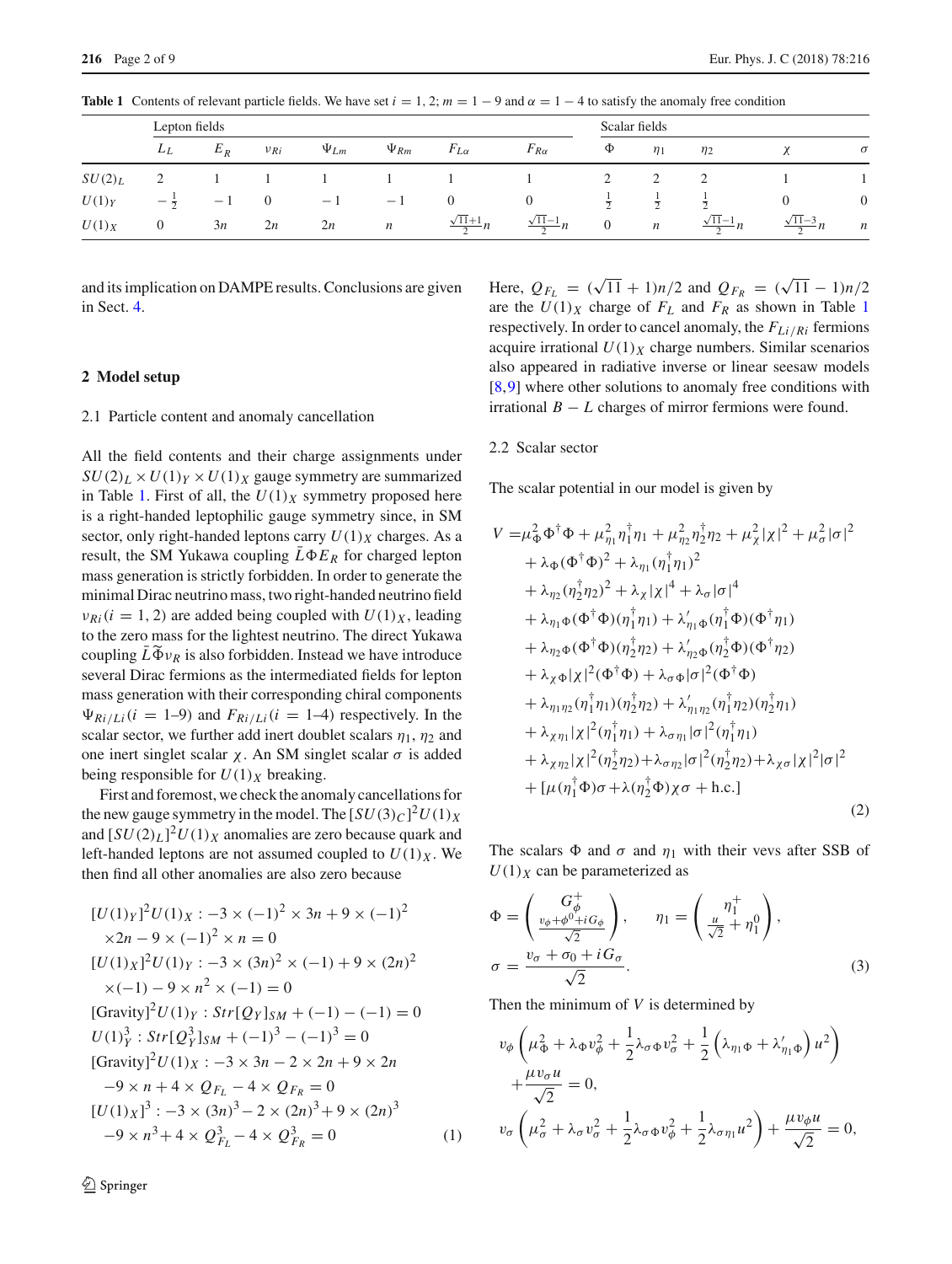**Table 1** Contents of relevant particle fields. We have set $i = 1, 2$; $m = 1 - 9$ and $\alpha = 1 - 4$ to satisfy the anomaly free condition

| | Lepton fields | | | | | | | Scalar fields | | | | |
|---|---|---|---|---|---|---|---|---|---|---|---|---|
| | $L_L$ | $E_R$ | $\nu_{Ri}$ | $\Psi_{Lm}$ | $\Psi_{Rm}$ | $F_{L\alpha}$ | $F_{R\alpha}$ | $\Phi$ | $\eta_1$ | $\eta_2$ | $\chi$ | $\sigma$ |
| $SU(2)_L$ | 2 | 1 | 1 | 1 | 1 | 1 | 1 | 2 | 2 | 2 | 1 | 1 |
| $U(1)_Y$ | $-\frac{1}{2}$ | $-1$ | 0 | $-1$ | $-1$ | 0 | 0 | $\frac{1}{2}$ | $\frac{1}{2}$ | $\frac{1}{2}$ | 0 | 0 |
| $U(1)_X$ | 0 | $3n$ | $2n$ | $2n$ | $n$ | $\frac{\sqrt{11}+1}{2}n$ | $\frac{\sqrt{11}-1}{2}n$ | 0 | $n$ | $\frac{\sqrt{11}-1}{2}n$ | $\frac{\sqrt{11}-3}{2}n$ | $n$ |

and its implication on DAMPE results. Conclusions are given in Sect. 4.

## 2 Model setup

### 2.1 Particle content and anomaly cancellation

All the field contents and their charge assignments under $SU(2)_L \times U(1)_Y \times U(1)_X$ gauge symmetry are summarized in Table 1. First of all, the $U(1)_X$ symmetry proposed here is a right-handed leptophilic gauge symmetry since, in SM sector, only right-handed leptons carry $U(1)_X$ charges. As a result, the SM Yukawa coupling $\bar{L}\Phi E_R$ for charged lepton mass generation is strictly forbidden. In order to generate the minimal Dirac neutrino mass, two right-handed neutrino field $\nu_{Ri} (i = 1, 2)$ are added being coupled with $U(1)_X$, leading to the zero mass for the lightest neutrino. The direct Yukawa coupling $\bar{L}\widetilde{\Phi}\nu_R$ is also forbidden. Instead we have introduce several Dirac fermions as the intermediated fields for lepton mass generation with their corresponding chiral components $\Psi_{Ri/Li} (i = 1$–$9)$ and $F_{Ri/Li} (i = 1$–$4)$ respectively. In the scalar sector, we further add inert doublet scalars $\eta_1$, $\eta_2$ and one inert singlet scalar $\chi$. An SM singlet scalar $\sigma$ is added being responsible for $U(1)_X$ breaking.

First and foremost, we check the anomaly cancellations for the new gauge symmetry in the model. The $[SU(3)_C]^2 U(1)_X$ and $[SU(2)_L]^2 U(1)_X$ anomalies are zero because quark and left-handed leptons are not assumed coupled to $U(1)_X$. We then find all other anomalies are also zero because

$$
\begin{aligned}
&[U(1)_Y]^2 U(1)_X : -3 \times (-1)^2 \times 3n + 9 \times (-1)^2 \\
&\quad \times 2n - 9 \times (-1)^2 \times n = 0 \\
&[U(1)_X]^2 U(1)_Y : -3 \times (3n)^2 \times (-1) + 9 \times (2n)^2 \\
&\quad \times (-1) - 9 \times n^2 \times (-1) = 0 \\
&[\text{Gravity}]^2 U(1)_Y : Str[Q_Y]_{SM} + (-1) - (-1) = 0 \\
&U(1)_Y^3 : Str[Q_Y^3]_{SM} + (-1)^3 - (-1)^3 = 0 \\
&[\text{Gravity}]^2 U(1)_X : -3 \times 3n - 2 \times 2n + 9 \times 2n \\
&\quad -9 \times n + 4 \times Q_{F_L} - 4 \times Q_{F_R} = 0 \\
&[U(1)_X]^3 : -3 \times (3n)^3 - 2 \times (2n)^3 + 9 \times (2n)^3 \\
&\quad -9 \times n^3 + 4 \times Q_{F_L}^3 - 4 \times Q_{F_R}^3 = 0
\end{aligned}
\tag{1}
$$

Here, $Q_{F_L} = (\sqrt{11} + 1)n/2$ and $Q_{F_R} = (\sqrt{11} - 1)n/2$ are the $U(1)_X$ charge of $F_L$ and $F_R$ as shown in Table 1 respectively. In order to cancel anomaly, the $F_{Li/Ri}$ fermions acquire irrational $U(1)_X$ charge numbers. Similar scenarios also appeared in radiative inverse or linear seesaw models [8,9] where other solutions to anomaly free conditions with irrational $B - L$ charges of mirror fermions were found.

### 2.2 Scalar sector

The scalar potential in our model is given by

$$
\begin{aligned}
V =& \mu_\Phi^2 \Phi^\dagger \Phi + \mu_{\eta_1}^2 \eta_1^\dagger \eta_1 + \mu_{\eta_2}^2 \eta_2^\dagger \eta_2 + \mu_\chi^2 |\chi|^2 + \mu_\sigma^2 |\sigma|^2 \\
&+ \lambda_\Phi (\Phi^\dagger \Phi)^2 + \lambda_{\eta_1} (\eta_1^\dagger \eta_1)^2 \\
&+ \lambda_{\eta_2} (\eta_2^\dagger \eta_2)^2 + \lambda_\chi |\chi|^4 + \lambda_\sigma |\sigma|^4 \\
&+ \lambda_{\eta_1 \Phi} (\Phi^\dagger \Phi)(\eta_1^\dagger \eta_1) + \lambda'_{\eta_1 \Phi} (\eta_1^\dagger \Phi)(\Phi^\dagger \eta_1) \\
&+ \lambda_{\eta_2 \Phi} (\Phi^\dagger \Phi)(\eta_2^\dagger \eta_2) + \lambda'_{\eta_2 \Phi} (\eta_2^\dagger \Phi)(\Phi^\dagger \eta_2) \\
&+ \lambda_{\chi \Phi} |\chi|^2 (\Phi^\dagger \Phi) + \lambda_{\sigma \Phi} |\sigma|^2 (\Phi^\dagger \Phi) \\
&+ \lambda_{\eta_1 \eta_2} (\eta_1^\dagger \eta_1)(\eta_2^\dagger \eta_2) + \lambda'_{\eta_1 \eta_2} (\eta_1^\dagger \eta_2)(\eta_2^\dagger \eta_1) \\
&+ \lambda_{\chi \eta_1} |\chi|^2 (\eta_1^\dagger \eta_1) + \lambda_{\sigma \eta_1} |\sigma|^2 (\eta_1^\dagger \eta_1) \\
&+ \lambda_{\chi \eta_2} |\chi|^2 (\eta_2^\dagger \eta_2) + \lambda_{\sigma \eta_2} |\sigma|^2 (\eta_2^\dagger \eta_2) + \lambda_{\chi \sigma} |\chi|^2 |\sigma|^2 \\
&+ [\mu (\eta_1^\dagger \Phi) \sigma + \lambda (\eta_2^\dagger \Phi) \chi \sigma + \text{h.c.}]
\end{aligned}
\tag{2}
$$

The scalars $\Phi$ and $\sigma$ and $\eta_1$ with their vevs after SSB of $U(1)_X$ can be parameterized as

$$
\Phi = \begin{pmatrix} G_\phi^+ \\ \frac{v_\phi + \phi^0 + i G_\phi}{\sqrt{2}} \end{pmatrix}, \qquad \eta_1 = \begin{pmatrix} \eta_1^+ \\ \frac{u}{\sqrt{2}} + \eta_1^0 \end{pmatrix},
$$
$$
\sigma = \frac{v_\sigma + \sigma_0 + i G_\sigma}{\sqrt{2}}. \tag{3}
$$

Then the minimum of $V$ is determined by

$$
\begin{aligned}
&v_\phi \left( \mu_\Phi^2 + \lambda_\Phi v_\phi^2 + \frac{1}{2} \lambda_{\sigma\Phi} v_\sigma^2 + \frac{1}{2} \left( \lambda_{\eta_1 \Phi} + \lambda'_{\eta_1 \Phi} \right) u^2 \right) \\
&\quad + \frac{\mu v_\sigma u}{\sqrt{2}} = 0, \\
&v_\sigma \left( \mu_\sigma^2 + \lambda_\sigma v_\sigma^2 + \frac{1}{2} \lambda_{\sigma\Phi} v_\phi^2 + \frac{1}{2} \lambda_{\sigma \eta_1} u^2 \right) + \frac{\mu v_\phi u}{\sqrt{2}} = 0,
\end{aligned}
$$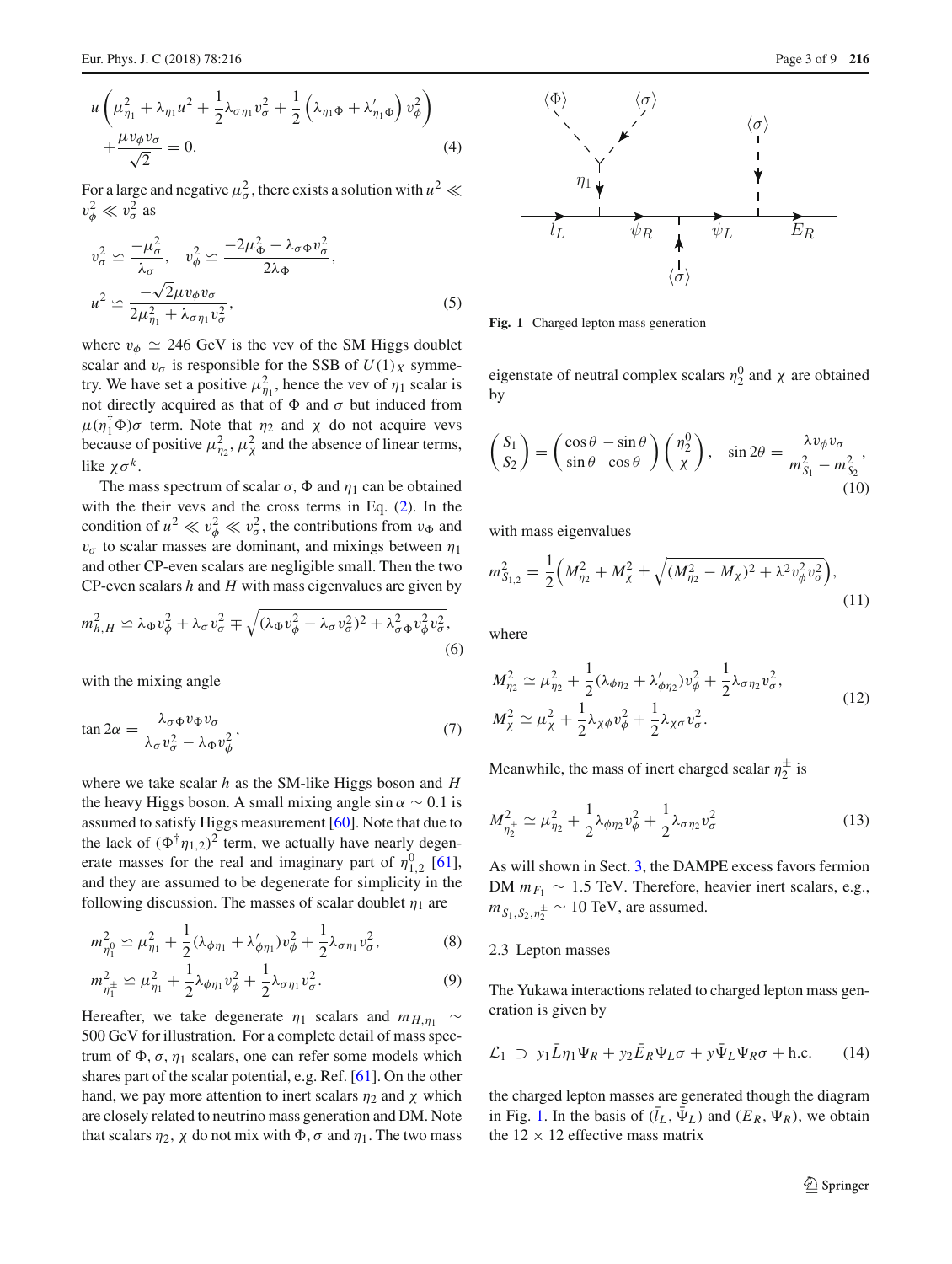$$u\left(\mu_{\eta_1}^2+\lambda_{\eta_1}u^2+\frac{1}{2}\lambda_{\sigma\eta_1}v_\sigma^2+\frac{1}{2}\left(\lambda_{\eta_1\Phi}+\lambda'_{\eta_1\Phi}\right)v_\phi^2\right)$$
$$+\frac{\mu v_\phi v_\sigma}{\sqrt{2}}=0. \tag{4}$$

For a large and negative $\mu_\sigma^2$, there exists a solution with $u^2 \ll v_\phi^2 \ll v_\sigma^2$ as

$$v_\sigma^2 \simeq \frac{-\mu_\sigma^2}{\lambda_\sigma},\quad v_\phi^2 \simeq \frac{-2\mu_\Phi^2-\lambda_{\sigma\Phi}v_\sigma^2}{2\lambda_\Phi},$$
$$u^2 \simeq \frac{-\sqrt{2}\mu v_\phi v_\sigma}{2\mu_{\eta_1}^2+\lambda_{\sigma\eta_1}v_\sigma^2}, \tag{5}$$

where $v_\phi \simeq 246$ GeV is the vev of the SM Higgs doublet scalar and $v_\sigma$ is responsible for the SSB of $U(1)_X$ symmetry. We have set a positive $\mu_{\eta_1}^2$, hence the vev of $\eta_1$ scalar is not directly acquired as that of $\Phi$ and $\sigma$ but induced from $\mu(\eta_1^\dagger\Phi)\sigma$ term. Note that $\eta_2$ and $\chi$ do not acquire vevs because of positive $\mu_{\eta_2}^2, \mu_\chi^2$ and the absence of linear terms, like $\chi\sigma^k$.

The mass spectrum of scalar $\sigma$, $\Phi$ and $\eta_1$ can be obtained with the their vevs and the cross terms in Eq. (2). In the condition of $u^2 \ll v_\phi^2 \ll v_\sigma^2$, the contributions from $v_\Phi$ and $v_\sigma$ to scalar masses are dominant, and mixings between $\eta_1$ and other CP-even scalars are negligible small. Then the two CP-even scalars $h$ and $H$ with mass eigenvalues are given by

$$m_{h,H}^2 \simeq \lambda_\Phi v_\phi^2+\lambda_\sigma v_\sigma^2 \mp \sqrt{(\lambda_\Phi v_\phi^2-\lambda_\sigma v_\sigma^2)^2+\lambda_{\sigma\Phi}^2 v_\phi^2 v_\sigma^2}, \tag{6}$$

with the mixing angle

$$\tan 2\alpha = \frac{\lambda_{\sigma\Phi}v_\Phi v_\sigma}{\lambda_\sigma v_\sigma^2-\lambda_\Phi v_\phi^2}, \tag{7}$$

where we take scalar $h$ as the SM-like Higgs boson and $H$ the heavy Higgs boson. A small mixing angle $\sin\alpha \sim 0.1$ is assumed to satisfy Higgs measurement [60]. Note that due to the lack of $(\Phi^\dagger\eta_{1,2})^2$ term, we actually have nearly degenerate masses for the real and imaginary part of $\eta_{1,2}^0$ [61], and they are assumed to be degenerate for simplicity in the following discussion. The masses of scalar doublet $\eta_1$ are

$$m_{\eta_1^0}^2 \simeq \mu_{\eta_1}^2+\frac{1}{2}(\lambda_{\phi\eta_1}+\lambda'_{\phi\eta_1})v_\phi^2+\frac{1}{2}\lambda_{\sigma\eta_1}v_\sigma^2, \tag{8}$$

$$m_{\eta_1^\pm}^2 \simeq \mu_{\eta_1}^2+\frac{1}{2}\lambda_{\phi\eta_1}v_\phi^2+\frac{1}{2}\lambda_{\sigma\eta_1}v_\sigma^2. \tag{9}$$

Hereafter, we take degenerate $\eta_1$ scalars and $m_{H,\eta_1} \sim 500$ GeV for illustration. For a complete detail of mass spectrum of $\Phi, \sigma, \eta_1$ scalars, one can refer some models which shares part of the scalar potential, e.g. Ref. [61]. On the other hand, we pay more attention to inert scalars $\eta_2$ and $\chi$ which are closely related to neutrino mass generation and DM. Note that scalars $\eta_2$, $\chi$ do not mix with $\Phi, \sigma$ and $\eta_1$. The two mass eigenstate of neutral complex scalars $\eta_2^0$ and $\chi$ are obtained by

$$\begin{pmatrix} S_1 \\ S_2 \end{pmatrix} = \begin{pmatrix} \cos\theta & -\sin\theta \\ \sin\theta & \cos\theta \end{pmatrix}\begin{pmatrix} \eta_2^0 \\ \chi \end{pmatrix},\quad \sin 2\theta = \frac{\lambda v_\phi v_\sigma}{m_{S_1}^2-m_{S_2}^2}, \tag{10}$$

with mass eigenvalues

$$m_{S_{1,2}}^2 = \frac{1}{2}\Big(M_{\eta_2}^2+M_\chi^2 \pm \sqrt{(M_{\eta_2}^2-M_\chi)^2+\lambda^2 v_\phi^2 v_\sigma^2}\Big), \tag{11}$$

where

$$M_{\eta_2}^2 \simeq \mu_{\eta_2}^2+\frac{1}{2}(\lambda_{\phi\eta_2}+\lambda'_{\phi\eta_2})v_\phi^2+\frac{1}{2}\lambda_{\sigma\eta_2}v_\sigma^2,$$
$$M_\chi^2 \simeq \mu_\chi^2+\frac{1}{2}\lambda_{\chi\phi}v_\phi^2+\frac{1}{2}\lambda_{\chi\sigma}v_\sigma^2. \tag{12}$$

Meanwhile, the mass of inert charged scalar $\eta_2^\pm$ is

$$M_{\eta_2^\pm}^2 \simeq \mu_{\eta_2}^2+\frac{1}{2}\lambda_{\phi\eta_2}v_\phi^2+\frac{1}{2}\lambda_{\sigma\eta_2}v_\sigma^2 \tag{13}$$

As will shown in Sect. 3, the DAMPE excess favors fermion DM $m_{F_1} \sim 1.5$ TeV. Therefore, heavier inert scalars, e.g., $m_{S_1,S_2,\eta_2^\pm} \sim 10$ TeV, are assumed.

### 2.3 Lepton masses

The Yukawa interactions related to charged lepton mass generation is given by

$$\mathcal{L}_1 \supset y_1\bar{L}\eta_1\Psi_R+y_2\bar{E}_R\Psi_L\sigma+y\bar{\Psi}_L\Psi_R\sigma+\text{h.c.} \tag{14}$$

the charged lepton masses are generated though the diagram in Fig. 1. In the basis of $(\bar{l}_L, \bar{\Psi}_L)$ and $(E_R, \Psi_R)$, we obtain the $12\times 12$ effective mass matrix

Fig. 1 Charged lepton mass generation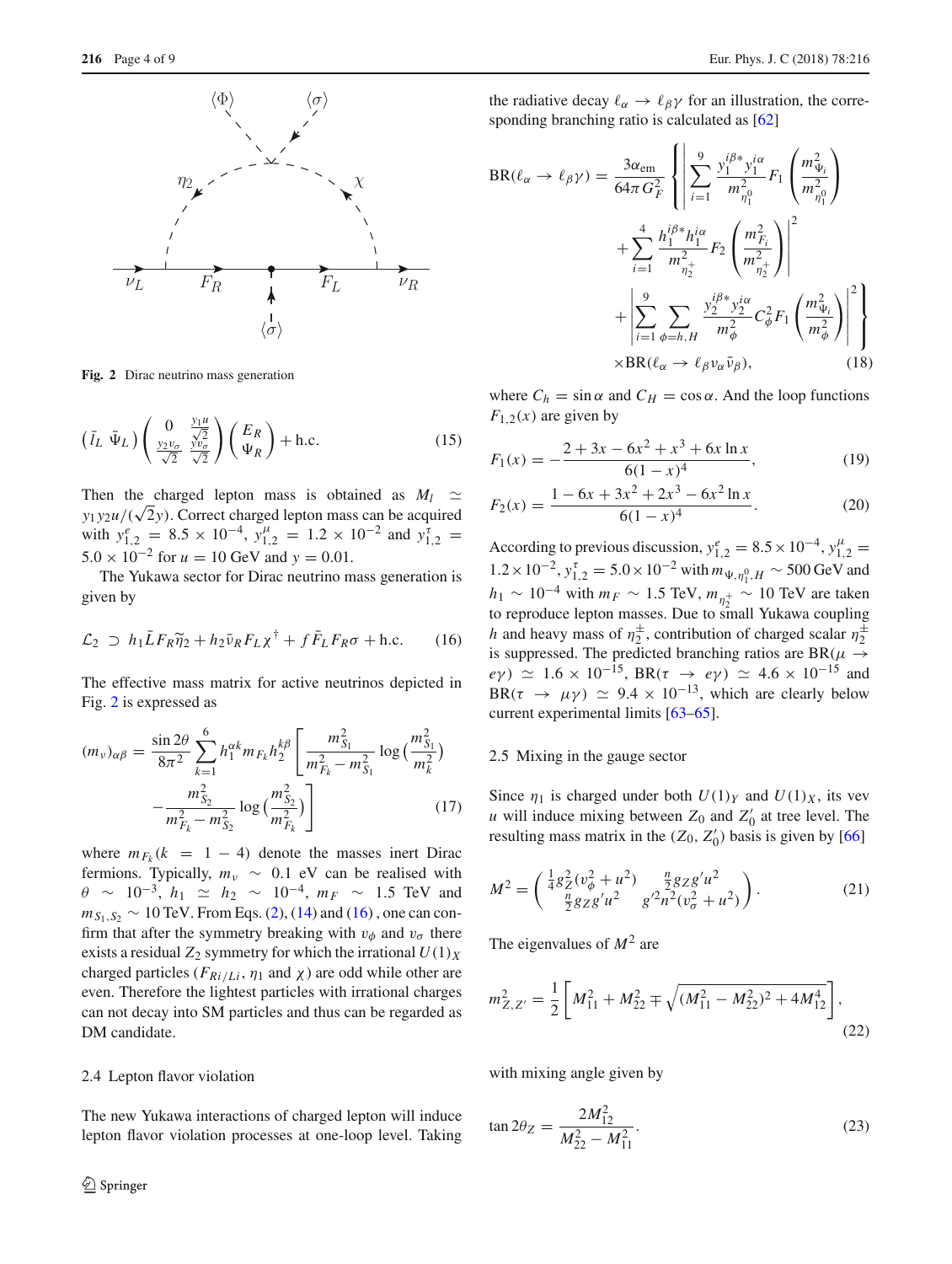Fig. 2 Dirac neutrino mass generation

$$\left(\bar{l}_L\ \bar{\Psi}_L\right)\begin{pmatrix} 0 & \frac{y_1 u}{\sqrt{2}} \\ \frac{y_2 v_\sigma}{\sqrt{2}} & \frac{y v_\sigma}{\sqrt{2}} \end{pmatrix}\begin{pmatrix} E_R \\ \Psi_R \end{pmatrix} + \text{h.c.} \tag{15}$$

Then the charged lepton mass is obtained as $M_l \simeq y_1 y_2 u/(\sqrt{2}y)$. Correct charged lepton mass can be acquired with $y_{1,2}^e = 8.5\times10^{-4}$, $y_{1,2}^\mu = 1.2\times10^{-2}$ and $y_{1,2}^\tau = 5.0\times10^{-2}$ for $u = 10$ GeV and $y = 0.01$.

The Yukawa sector for Dirac neutrino mass generation is given by

$$\mathcal{L}_2 \supset h_1 \bar{L} F_R \widetilde{\eta}_2 + h_2 \bar{\nu}_R F_L \chi^\dagger + f \bar{F}_L F_R \sigma + \text{h.c.} \tag{16}$$

The effective mass matrix for active neutrinos depicted in Fig. 2 is expressed as

$$(m_\nu)_{\alpha\beta} = \frac{\sin 2\theta}{8\pi^2}\sum_{k=1}^{6} h_1^{\alpha k} m_{F_k} h_2^{k\beta}\left[\frac{m_{S_1}^2}{m_{F_k}^2 - m_{S_1}^2}\log\left(\frac{m_{S_1}^2}{m_k^2}\right) - \frac{m_{S_2}^2}{m_{F_k}^2 - m_{S_2}^2}\log\left(\frac{m_{S_2}^2}{m_{F_k}^2}\right)\right] \tag{17}$$

where $m_{F_k} (k = 1-4)$ denote the masses inert Dirac fermions. Typically, $m_\nu \sim 0.1$ eV can be realised with $\theta \sim 10^{-3}$, $h_1 \simeq h_2 \sim 10^{-4}$, $m_F \sim 1.5$ TeV and $m_{S_1,S_2} \sim 10$ TeV. From Eqs. (2), (14) and (16), one can confirm that after the symmetry breaking with $v_\phi$ and $v_\sigma$ there exists a residual $Z_2$ symmetry for which the irrational $U(1)_X$ charged particles ($F_{Ri/Li}$, $\eta_1$ and $\chi$) are odd while other are even. Therefore the lightest particles with irrational charges can not decay into SM particles and thus can be regarded as DM candidate.

### 2.4 Lepton flavor violation

The new Yukawa interactions of charged lepton will induce lepton flavor violation processes at one-loop level. Taking the radiative decay $\ell_\alpha \to \ell_\beta\gamma$ for an illustration, the corresponding branching ratio is calculated as [62]

$$\begin{aligned}\text{BR}(\ell_\alpha \to \ell_\beta\gamma) = \frac{3\alpha_{\text{em}}}{64\pi G_F^2}&\left\{\left|\sum_{i=1}^{9}\frac{y_1^{i\beta*}y_1^{i\alpha}}{m_{\eta_1^0}^2}F_1\left(\frac{m_{\Psi_i}^2}{m_{\eta_1^0}^2}\right) + \sum_{i=1}^{4}\frac{h_1^{i\beta*}h_1^{i\alpha}}{m_{\eta_2^+}^2}F_2\left(\frac{m_{F_i}^2}{m_{\eta_2^+}^2}\right)\right|^2\right.\\ &\left.+\left|\sum_{i=1}^{9}\sum_{\phi=h,H}\frac{y_2^{i\beta*}y_2^{i\alpha}}{m_\phi^2}C_\phi^2 F_1\left(\frac{m_{\Psi_i}^2}{m_\phi^2}\right)\right|^2\right\}\\ &\times \text{BR}(\ell_\alpha \to \ell_\beta \nu_\alpha \bar{\nu}_\beta),\end{aligned} \tag{18}$$

where $C_h = \sin\alpha$ and $C_H = \cos\alpha$. And the loop functions $F_{1,2}(x)$ are given by

$$F_1(x) = -\frac{2 + 3x - 6x^2 + x^3 + 6x\ln x}{6(1-x)^4}, \tag{19}$$

$$F_2(x) = \frac{1 - 6x + 3x^2 + 2x^3 - 6x^2\ln x}{6(1-x)^4}. \tag{20}$$

According to previous discussion, $y_{1,2}^e = 8.5\times10^{-4}$, $y_{1,2}^\mu = 1.2\times10^{-2}$, $y_{1,2}^\tau = 5.0\times10^{-2}$ with $m_{\Psi,\eta_1^0,H} \sim 500$ GeV and $h_1 \sim 10^{-4}$ with $m_F \sim 1.5$ TeV, $m_{\eta_2^+} \sim 10$ TeV are taken to reproduce lepton masses. Due to small Yukawa coupling $h$ and heavy mass of $\eta_2^\pm$, contribution of charged scalar $\eta_2^\pm$ is suppressed. The predicted branching ratios are $\text{BR}(\mu \to e\gamma) \simeq 1.6\times10^{-15}$, $\text{BR}(\tau \to e\gamma) \simeq 4.6\times10^{-15}$ and $\text{BR}(\tau \to \mu\gamma) \simeq 9.4\times10^{-13}$, which are clearly below current experimental limits [63–65].

### 2.5 Mixing in the gauge sector

Since $\eta_1$ is charged under both $U(1)_Y$ and $U(1)_X$, its vev $u$ will induce mixing between $Z_0$ and $Z_0'$ at tree level. The resulting mass matrix in the $(Z_0, Z_0')$ basis is given by [66]

$$M^2 = \begin{pmatrix} \frac{1}{4}g_Z^2(v_\phi^2 + u^2) & \frac{n}{2}g_Z g' u^2 \\ \frac{n}{2}g_Z g' u^2 & g'^2 n^2 (v_\sigma^2 + u^2) \end{pmatrix}. \tag{21}$$

The eigenvalues of $M^2$ are

$$m_{Z,Z'}^2 = \frac{1}{2}\left[M_{11}^2 + M_{22}^2 \mp \sqrt{(M_{11}^2 - M_{22}^2)^2 + 4M_{12}^4}\right], \tag{22}$$

with mixing angle given by

$$\tan 2\theta_Z = \frac{2M_{12}^2}{M_{22}^2 - M_{11}^2}. \tag{23}$$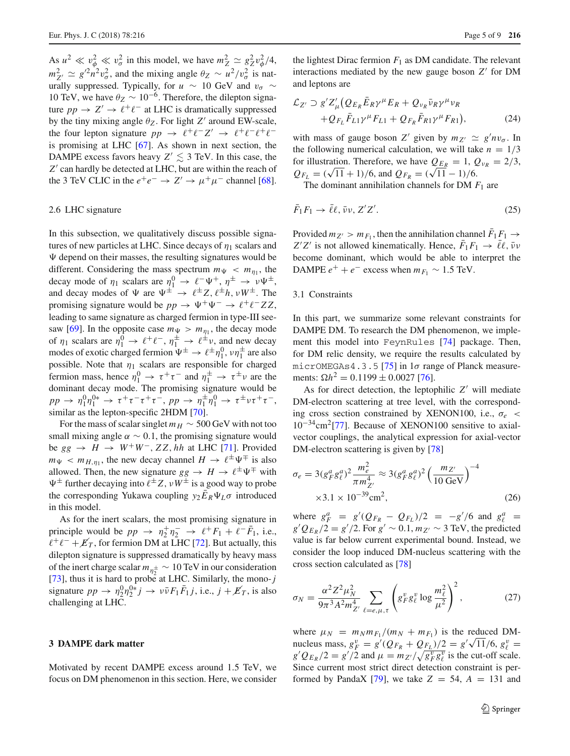As $u^2 \ll v_\phi^2 \ll v_\sigma^2$ in this model, we have $m_Z^2 \simeq g_Z^2 v_\phi^2/4$, $m_{Z'}^2 \simeq g'^2 n^2 v_\sigma^2$, and the mixing angle $\theta_Z \sim u^2/v_\sigma^2$ is naturally suppressed. Typically, for $u \sim 10$ GeV and $v_\sigma \sim 10$ TeV, we have $\theta_Z \sim 10^{-6}$. Therefore, the dilepton signature $pp \to Z' \to \ell^+\ell^-$ at LHC is dramatically suppressed by the tiny mixing angle $\theta_Z$. For light $Z'$ around EW-scale, the four lepton signature $pp \to \ell^+\ell^- Z' \to \ell^+\ell^-\ell^+\ell^-$ is promising at LHC [67]. As shown in next section, the DAMPE excess favors heavy $Z' \lesssim 3$ TeV. In this case, the $Z'$ can hardly be detected at LHC, but are within the reach of the 3 TeV CLIC in the $e^+e^- \to Z' \to \mu^+\mu^-$ channel [68].

### 2.6 LHC signature

In this subsection, we qualitatively discuss possible signatures of new particles at LHC. Since decays of $\eta_1$ scalars and $\Psi$ depend on their masses, the resulting signatures would be different. Considering the mass spectrum $m_\Psi < m_{\eta_1}$, the decay mode of $\eta_1$ scalars are $\eta_1^0 \to \ell^-\Psi^+, \eta^\pm \to \nu\Psi^\pm$, and decay modes of $\Psi$ are $\Psi^\pm \to \ell^\pm Z, \ell^\pm h, \nu W^\pm$. The promising signature would be $pp \to \Psi^+\Psi^- \to \ell^+\ell^- ZZ$, leading to same signature as charged fermion in type-III seesaw [69]. In the opposite case $m_\Psi > m_{\eta_1}$, the decay mode of $\eta_1$ scalars are $\eta_1^0 \to \ell^+\ell^-, \eta_1^\pm \to \ell^\pm\nu$, and new decay modes of exotic charged fermion $\Psi^\pm \to \ell^\pm\eta_1^0, \nu\eta_1^\pm$ are also possible. Note that $\eta_1$ scalars are responsible for charged fermion mass, hence $\eta_1^0 \to \tau^+\tau^-$ and $\eta_1^\pm \to \tau^\pm\nu$ are the dominant decay mode. The promising signature would be $pp \to \eta_1^0\eta_1^{0*} \to \tau^+\tau^-\tau^+\tau^-$, $pp \to \eta_1^\pm\eta_1^0 \to \tau^\pm\nu\tau^+\tau^-$, similar as the lepton-specific 2HDM [70].

For the mass of scalar singlet $m_H \sim 500$ GeV with not too small mixing angle $\alpha \sim 0.1$, the promising signature would be $gg \to H \to W^+W^-, ZZ, hh$ at LHC [71]. Provided $m_\Psi < m_{H,\eta_1}$, the new decay channel $H \to \ell^\pm\Psi^\mp$ is also allowed. Then, the new signature $gg \to H \to \ell^\pm\Psi^\mp$ with $\Psi^\pm$ further decaying into $\ell^\pm Z, \nu W^\pm$ is a good way to probe the corresponding Yukawa coupling $y_2 \bar{E}_R \Psi_L \sigma$ introduced in this model.

As for the inert scalars, the most promising signature in principle would be $pp \to \eta_2^+\eta_2^- \to \ell^+ F_1 + \ell^- \bar{F}_1$, i.e., $\ell^+\ell^- + \not{E}_T$, for fermion DM at LHC [72]. But actually, this dilepton signature is suppressed dramatically by heavy mass of the inert charge scalar $m_{\eta_2^\pm} \sim 10$ TeV in our consideration [73], thus it is hard to probe at LHC. Similarly, the mono-$j$ signature $pp \to \eta_2^0\eta_2^{0*} j \to \nu\bar{\nu} F_1 \bar{F}_1 j$, i.e., $j + \not{E}_T$, is also challenging at LHC.

## 3 DAMPE dark matter

Motivated by recent DAMPE excess around 1.5 TeV, we focus on DM phenomenon in this section. Here, we consider the lightest Dirac fermion $F_1$ as DM candidate. The relevant interactions mediated by the new gauge boson $Z'$ for DM and leptons are

$$
\begin{aligned}
\mathcal{L}_{Z'} \supset\ & g' Z'_\mu \big( Q_{E_R} \bar{E}_R \gamma^\mu E_R + Q_{\nu_R} \bar{\nu}_R \gamma^\mu \nu_R \\
& + Q_{F_L} \bar{F}_{L1} \gamma^\mu F_{L1} + Q_{F_R} \bar{F}_{R1} \gamma^\mu F_{R1} \big), \qquad (24)
\end{aligned}
$$

with mass of gauge boson $Z'$ given by $m_{Z'} \simeq g' n v_\sigma$. In the following numerical calculation, we will take $n = 1/3$ for illustration. Therefore, we have $Q_{E_R} = 1$, $Q_{\nu_R} = 2/3$, $Q_{F_L} = (\sqrt{11}+1)/6$, and $Q_{F_R} = (\sqrt{11}-1)/6$.

The dominant annihilation channels for DM $F_1$ are

$$
\bar{F}_1 F_1 \to \bar{\ell}\ell, \bar{\nu}\nu, Z'Z'. \qquad (25)
$$

Provided $m_{Z'} > m_{F_1}$, then the annihilation channel $\bar{F}_1 F_1 \to Z'Z'$ is not allowed kinematically. Hence, $\bar{F}_1 F_1 \to \bar{\ell}\ell, \bar{\nu}\nu$ become dominant, which would be able to interpret the DAMPE $e^+ + e^-$ excess when $m_{F_1} \sim 1.5$ TeV.

### 3.1 Constraints

In this part, we summarize some relevant constraints for DAMPE DM. To research the DM phenomenon, we implement this model into `FeynRules` [74] package. Then, for DM relic density, we require the results calculated by `micrOMEGAs4.3.5` [75] in $1\sigma$ range of Planck measurements: $\Omega h^2 = 0.1199 \pm 0.0027$ [76].

As for direct detection, the leptophilic $Z'$ will mediate DM-electron scattering at tree level, with the corresponding cross section constrained by XENON100, i.e., $\sigma_e < 10^{-34}\text{cm}^2$[77]. Because of XENON100 sensitive to axial-vector couplings, the analytical expression for axial-vector DM-electron scattering is given by [78]

$$
\begin{aligned}
\sigma_e =\ & 3(g_F^a g_\ell^a)^2 \frac{m_e^2}{\pi m_{Z'}^4} \approx 3(g_F^a g_\ell^a)^2 \left(\frac{m_{Z'}}{10\ \text{GeV}}\right)^{-4} \\
& \times 3.1 \times 10^{-39}\text{cm}^2, \qquad (26)
\end{aligned}
$$

where $g_F^a = g'(Q_{F_R} - Q_{F_L})/2 = -g'/6$ and $g_\ell^a = g' Q_{E_R}/2 = g'/2$. For $g' \sim 0.1$, $m_{Z'} \sim 3$ TeV, the predicted value is far below current experimental bound. Instead, we consider the loop induced DM-nucleus scattering with the cross section calculated as [78]

$$
\sigma_N = \frac{\alpha^2 Z^2 \mu_N^2}{9\pi^3 A^2 m_{Z'}^4} \sum_{\ell=e,\mu,\tau} \left( g_F^v g_\ell^v \log \frac{m_\ell^2}{\mu^2} \right)^2, \qquad (27)
$$

where $\mu_N = m_N m_{F_1}/(m_N + m_{F_1})$ is the reduced DM-nucleus mass, $g_F^v = g'(Q_{F_R} + Q_{F_L})/2 = g'\sqrt{11}/6$, $g_\ell^v = g' Q_{E_R}/2 = g'/2$ and $\mu = m_{Z'}/\sqrt{g_F^v g_\ell^v}$ is the cut-off scale. Since current most strict direct detection constraint is performed by PandaX [79], we take $Z = 54$, $A = 131$ and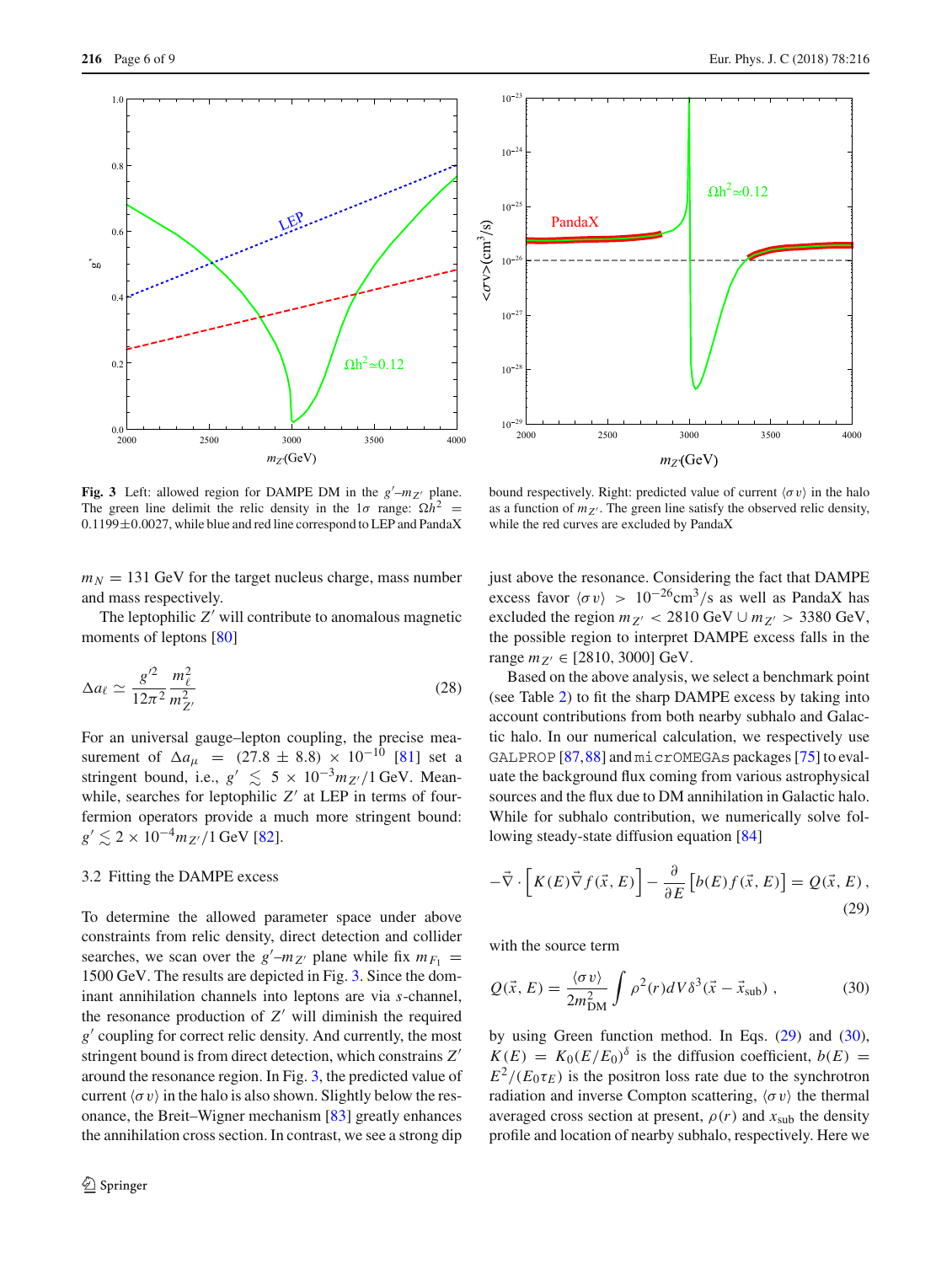**Fig. 3** Left: allowed region for DAMPE DM in the $g'$–$m_{Z'}$ plane. The green line delimit the relic density in the $1\sigma$ range: $\Omega h^2 = 0.1199 \pm 0.0027$, while blue and red line correspond to LEP and PandaX bound respectively. Right: predicted value of current $\langle \sigma v \rangle$ in the halo as a function of $m_{Z'}$. The green line satisfy the observed relic density, while the red curves are excluded by PandaX

$m_N = 131$ GeV for the target nucleus charge, mass number and mass respectively.

The leptophilic $Z'$ will contribute to anomalous magnetic moments of leptons [80]

$$\Delta a_\ell \simeq \frac{g'^2}{12\pi^2} \frac{m_\ell^2}{m_{Z'}^2} \tag{28}$$

For an universal gauge–lepton coupling, the precise measurement of $\Delta a_\mu = (27.8 \pm 8.8) \times 10^{-10}$ [81] set a stringent bound, i.e., $g' \lesssim 5 \times 10^{-3} m_{Z'}/1\,\text{GeV}$. Meanwhile, searches for leptophilic $Z'$ at LEP in terms of four-fermion operators provide a much more stringent bound: $g' \lesssim 2 \times 10^{-4} m_{Z'}/1\,\text{GeV}$ [82].

### 3.2 Fitting the DAMPE excess

To determine the allowed parameter space under above constraints from relic density, direct detection and collider searches, we scan over the $g'$–$m_{Z'}$ plane while fix $m_{F_1} = 1500$ GeV. The results are depicted in Fig. 3. Since the dominant annihilation channels into leptons are via $s$-channel, the resonance production of $Z'$ will diminish the required $g'$ coupling for correct relic density. And currently, the most stringent bound is from direct detection, which constrains $Z'$ around the resonance region. In Fig. 3, the predicted value of current $\langle \sigma v \rangle$ in the halo is also shown. Slightly below the resonance, the Breit–Wigner mechanism [83] greatly enhances the annihilation cross section. In contrast, we see a strong dip just above the resonance. Considering the fact that DAMPE excess favor $\langle \sigma v \rangle > 10^{-26}\text{cm}^3/\text{s}$ as well as PandaX has excluded the region $m_{Z'} < 2810$ GeV $\cup$ $m_{Z'} > 3380$ GeV, the possible region to interpret DAMPE excess falls in the range $m_{Z'} \in [2810, 3000]$ GeV.

Based on the above analysis, we select a benchmark point (see Table 2) to fit the sharp DAMPE excess by taking into account contributions from both nearby subhalo and Galactic halo. In our numerical calculation, we respectively use GALPROP [87,88] and micrOMEGAs packages [75] to evaluate the background flux coming from various astrophysical sources and the flux due to DM annihilation in Galactic halo. While for subhalo contribution, we numerically solve following steady-state diffusion equation [84]

$$-\vec{\nabla} \cdot \left[ K(E) \vec{\nabla} f(\vec{x}, E) \right] - \frac{\partial}{\partial E} \left[ b(E) f(\vec{x}, E) \right] = Q(\vec{x}, E)\,, \tag{29}$$

with the source term

$$Q(\vec{x}, E) = \frac{\langle \sigma v \rangle}{2 m_{\text{DM}}^2} \int \rho^2(r) dV \delta^3(\vec{x} - \vec{x}_{\text{sub}})\,, \tag{30}$$

by using Green function method. In Eqs. (29) and (30), $K(E) = K_0 (E/E_0)^\delta$ is the diffusion coefficient, $b(E) = E^2/(E_0 \tau_E)$ is the positron loss rate due to the synchrotron radiation and inverse Compton scattering, $\langle \sigma v \rangle$ the thermal averaged cross section at present, $\rho(r)$ and $x_{\text{sub}}$ the density profile and location of nearby subhalo, respectively. Here we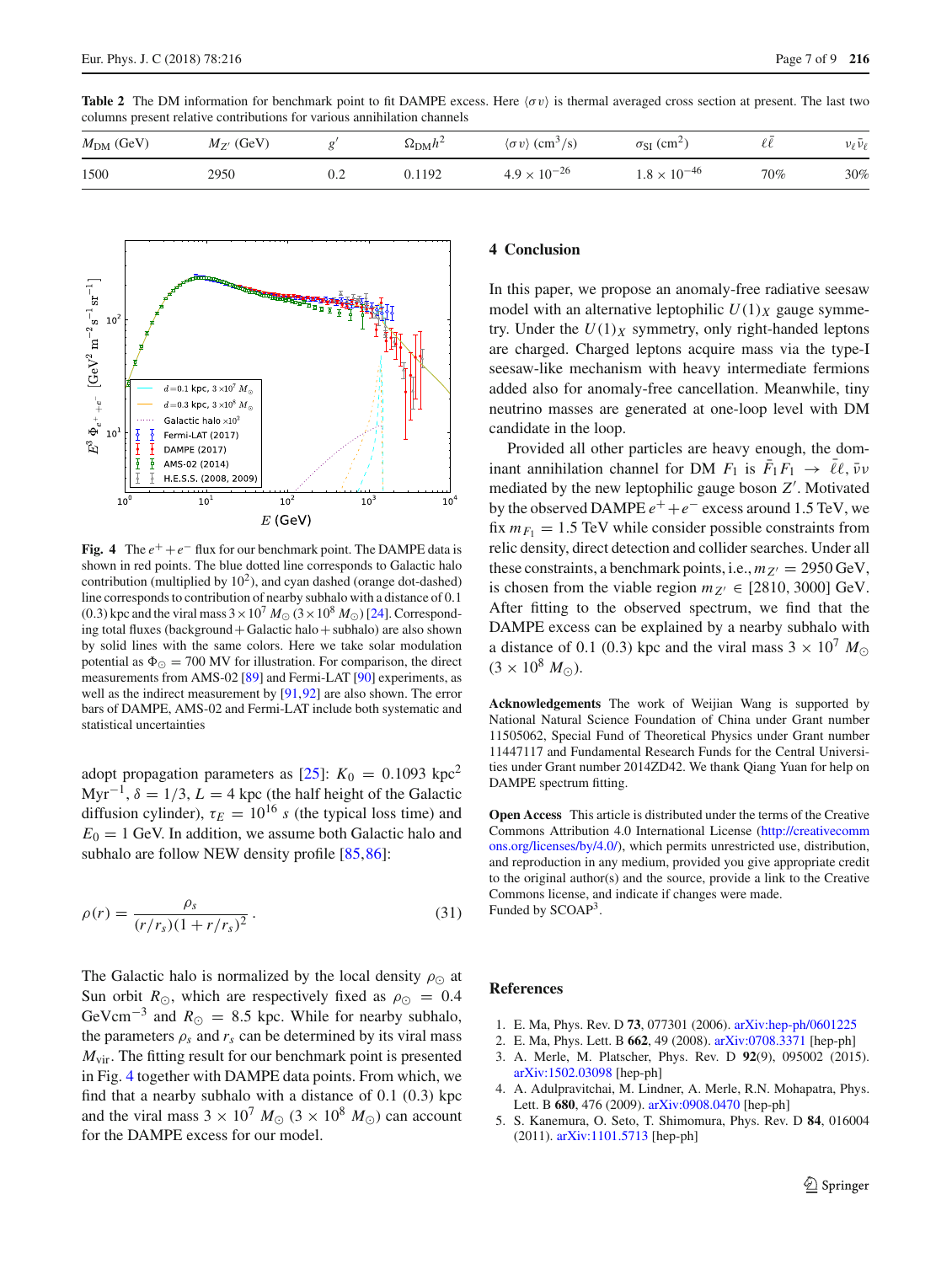**Table 2** The DM information for benchmark point to fit DAMPE excess. Here $\langle\sigma v\rangle$ is thermal averaged cross section at present. The last two columns present relative contributions for various annihilation channels

| $M_{\rm DM}$ (GeV) | $M_{Z'}$ (GeV) | $g'$ | $\Omega_{\rm DM}h^2$ | $\langle\sigma v\rangle$ (cm$^3$/s) | $\sigma_{\rm SI}$ (cm$^2$) | $\ell\bar{\ell}$ | $\nu_\ell\bar{\nu}_\ell$ |
|---|---|---|---|---|---|---|---|
| 1500 | 2950 | 0.2 | 0.1192 | $4.9\times10^{-26}$ | $1.8\times10^{-46}$ | 70% | 30% |

**Fig. 4** The $e^++e^-$ flux for our benchmark point. The DAMPE data is shown in red points. The blue dotted line corresponds to Galactic halo contribution (multiplied by $10^2$), and cyan dashed (orange dot-dashed) line corresponds to contribution of nearby subhalo with a distance of 0.1 (0.3) kpc and the viral mass $3\times10^7\,M_\odot$ ($3\times10^8\,M_\odot$) [24]. Corresponding total fluxes (background + Galactic halo + subhalo) are also shown by solid lines with the same colors. Here we take solar modulation potential as $\Phi_\odot = 700$ MV for illustration. For comparison, the direct measurements from AMS-02 [89] and Fermi-LAT [90] experiments, as well as the indirect measurement by [91,92] are also shown. The error bars of DAMPE, AMS-02 and Fermi-LAT include both systematic and statistical uncertainties

adopt propagation parameters as [25]: $K_0 = 0.1093$ kpc$^2$ Myr$^{-1}$, $\delta = 1/3$, $L = 4$ kpc (the half height of the Galactic diffusion cylinder), $\tau_E = 10^{16}$ $s$ (the typical loss time) and $E_0 = 1$ GeV. In addition, we assume both Galactic halo and subhalo are follow NEW density profile [85,86]:

$$\rho(r) = \frac{\rho_s}{(r/r_s)(1+r/r_s)^2}\,. \tag{31}$$

The Galactic halo is normalized by the local density $\rho_\odot$ at Sun orbit $R_\odot$, which are respectively fixed as $\rho_\odot = 0.4$ GeVcm$^{-3}$ and $R_\odot = 8.5$ kpc. While for nearby subhalo, the parameters $\rho_s$ and $r_s$ can be determined by its viral mass $M_{\rm vir}$. The fitting result for our benchmark point is presented in Fig. 4 together with DAMPE data points. From which, we find that a nearby subhalo with a distance of 0.1 (0.3) kpc and the viral mass $3\times10^7\,M_\odot$ ($3\times10^8\,M_\odot$) can account for the DAMPE excess for our model.

## 4 Conclusion

In this paper, we propose an anomaly-free radiative seesaw model with an alternative leptophilic $U(1)_X$ gauge symmetry. Under the $U(1)_X$ symmetry, only right-handed leptons are charged. Charged leptons acquire mass via the type-I seesaw-like mechanism with heavy intermediate fermions added also for anomaly-free cancellation. Meanwhile, tiny neutrino masses are generated at one-loop level with DM candidate in the loop.

Provided all other particles are heavy enough, the dominant annihilation channel for DM $F_1$ is $\bar{F}_1F_1 \to \ell\bar{\ell}, \bar{\nu}\nu$ mediated by the new leptophilic gauge boson $Z'$. Motivated by the observed DAMPE $e^++e^-$ excess around 1.5 TeV, we fix $m_{F_1} = 1.5$ TeV while consider possible constraints from relic density, direct detection and collider searches. Under all these constraints, a benchmark points, i.e., $m_{Z'} = 2950$ GeV, is chosen from the viable region $m_{Z'} \in [2810, 3000]$ GeV. After fitting to the observed spectrum, we find that the DAMPE excess can be explained by a nearby subhalo with a distance of 0.1 (0.3) kpc and the viral mass $3\times10^7\,M_\odot$ ($3\times10^8\,M_\odot$).

**Acknowledgements** The work of Weijian Wang is supported by National Natural Science Foundation of China under Grant number 11505062, Special Fund of Theoretical Physics under Grant number 11447117 and Fundamental Research Funds for the Central Universities under Grant number 2014ZD42. We thank Qiang Yuan for help on DAMPE spectrum fitting.

**Open Access** This article is distributed under the terms of the Creative Commons Attribution 4.0 International License (http://creativecommons.org/licenses/by/4.0/), which permits unrestricted use, distribution, and reproduction in any medium, provided you give appropriate credit to the original author(s) and the source, provide a link to the Creative Commons license, and indicate if changes were made.
Funded by SCOAP$^3$.

## References

1. E. Ma, Phys. Rev. D **73**, 077301 (2006). arXiv:hep-ph/0601225
2. E. Ma, Phys. Lett. B **662**, 49 (2008). arXiv:0708.3371 [hep-ph]
3. A. Merle, M. Platscher, Phys. Rev. D **92**(9), 095002 (2015). arXiv:1502.03098 [hep-ph]
4. A. Adulpravitchai, M. Lindner, A. Merle, R.N. Mohapatra, Phys. Lett. B **680**, 476 (2009). arXiv:0908.0470 [hep-ph]
5. S. Kanemura, O. Seto, T. Shimomura, Phys. Rev. D **84**, 016004 (2011). arXiv:1101.5713 [hep-ph]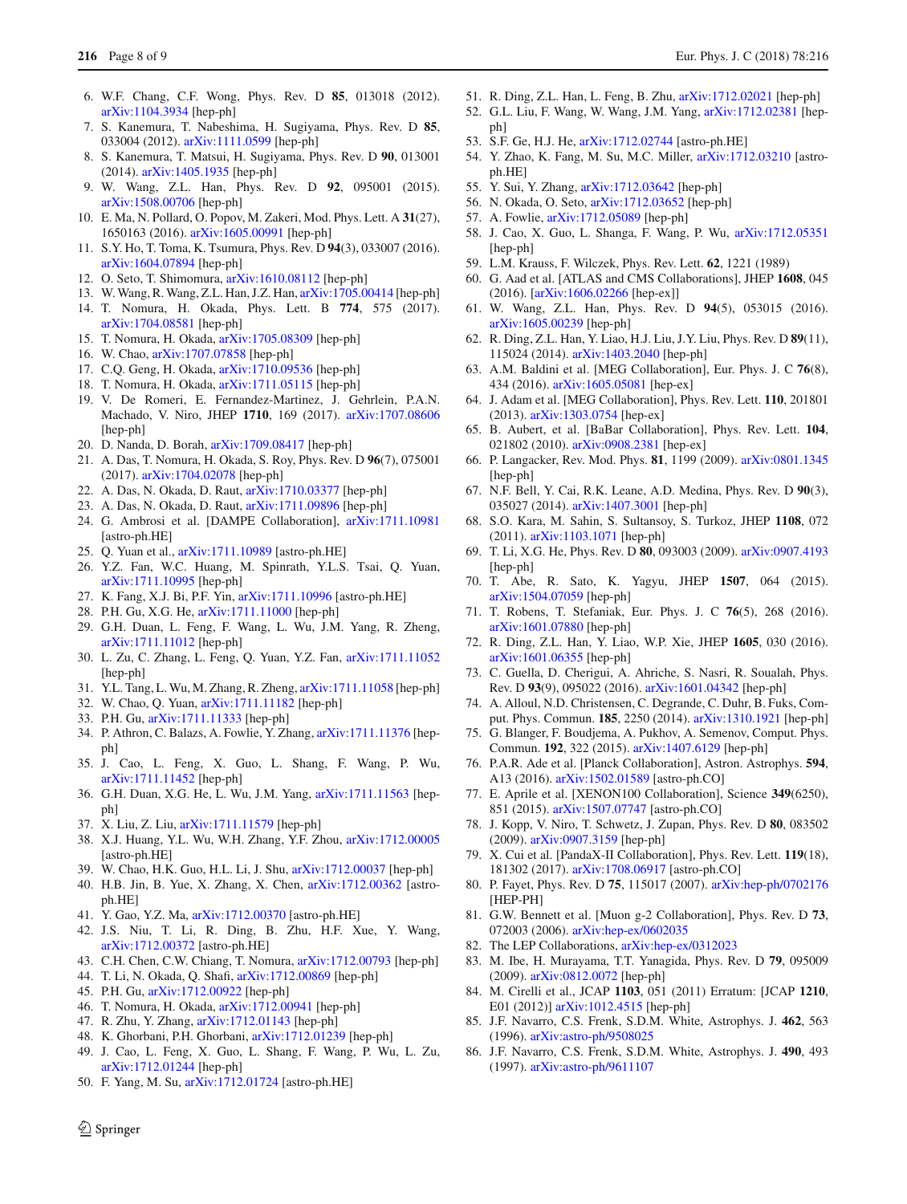6. W.F. Chang, C.F. Wong, Phys. Rev. D **85**, 013018 (2012). arXiv:1104.3934 [hep-ph]
7. S. Kanemura, T. Nabeshima, H. Sugiyama, Phys. Rev. D **85**, 033004 (2012). arXiv:1111.0599 [hep-ph]
8. S. Kanemura, T. Matsui, H. Sugiyama, Phys. Rev. D **90**, 013001 (2014). arXiv:1405.1935 [hep-ph]
9. W. Wang, Z.L. Han, Phys. Rev. D **92**, 095001 (2015). arXiv:1508.00706 [hep-ph]
10. E. Ma, N. Pollard, O. Popov, M. Zakeri, Mod. Phys. Lett. A **31**(27), 1650163 (2016). arXiv:1605.00991 [hep-ph]
11. S.Y. Ho, T. Toma, K. Tsumura, Phys. Rev. D **94**(3), 033007 (2016). arXiv:1604.07894 [hep-ph]
12. O. Seto, T. Shimomura, arXiv:1610.08112 [hep-ph]
13. W. Wang, R. Wang, Z.L. Han, J.Z. Han, arXiv:1705.00414 [hep-ph]
14. T. Nomura, H. Okada, Phys. Lett. B **774**, 575 (2017). arXiv:1704.08581 [hep-ph]
15. T. Nomura, H. Okada, arXiv:1705.08309 [hep-ph]
16. W. Chao, arXiv:1707.07858 [hep-ph]
17. C.Q. Geng, H. Okada, arXiv:1710.09536 [hep-ph]
18. T. Nomura, H. Okada, arXiv:1711.05115 [hep-ph]
19. V. De Romeri, E. Fernandez-Martinez, J. Gehrlein, P.A.N. Machado, V. Niro, JHEP **1710**, 169 (2017). arXiv:1707.08606 [hep-ph]
20. D. Nanda, D. Borah, arXiv:1709.08417 [hep-ph]
21. A. Das, T. Nomura, H. Okada, S. Roy, Phys. Rev. D **96**(7), 075001 (2017). arXiv:1704.02078 [hep-ph]
22. A. Das, N. Okada, D. Raut, arXiv:1710.03377 [hep-ph]
23. A. Das, N. Okada, D. Raut, arXiv:1711.09896 [hep-ph]
24. G. Ambrosi et al. [DAMPE Collaboration], arXiv:1711.10981 [astro-ph.HE]
25. Q. Yuan et al., arXiv:1711.10989 [astro-ph.HE]
26. Y.Z. Fan, W.C. Huang, M. Spinrath, Y.L.S. Tsai, Q. Yuan, arXiv:1711.10995 [hep-ph]
27. K. Fang, X.J. Bi, P.F. Yin, arXiv:1711.10996 [astro-ph.HE]
28. P.H. Gu, X.G. He, arXiv:1711.11000 [hep-ph]
29. G.H. Duan, L. Feng, F. Wang, L. Wu, J.M. Yang, R. Zheng, arXiv:1711.11012 [hep-ph]
30. L. Zu, C. Zhang, L. Feng, Q. Yuan, Y.Z. Fan, arXiv:1711.11052 [hep-ph]
31. Y.L. Tang, L. Wu, M. Zhang, R. Zheng, arXiv:1711.11058 [hep-ph]
32. W. Chao, Q. Yuan, arXiv:1711.11182 [hep-ph]
33. P.H. Gu, arXiv:1711.11333 [hep-ph]
34. P. Athron, C. Balazs, A. Fowlie, Y. Zhang, arXiv:1711.11376 [hep-ph]
35. J. Cao, L. Feng, X. Guo, L. Shang, F. Wang, P. Wu, arXiv:1711.11452 [hep-ph]
36. G.H. Duan, X.G. He, L. Wu, J.M. Yang, arXiv:1711.11563 [hep-ph]
37. X. Liu, Z. Liu, arXiv:1711.11579 [hep-ph]
38. X.J. Huang, Y.L. Wu, W.H. Zhang, Y.F. Zhou, arXiv:1712.00005 [astro-ph.HE]
39. W. Chao, H.K. Guo, H.L. Li, J. Shu, arXiv:1712.00037 [hep-ph]
40. H.B. Jin, B. Yue, X. Zhang, X. Chen, arXiv:1712.00362 [astro-ph.HE]
41. Y. Gao, Y.Z. Ma, arXiv:1712.00370 [astro-ph.HE]
42. J.S. Niu, T. Li, R. Ding, B. Zhu, H.F. Xue, Y. Wang, arXiv:1712.00372 [astro-ph.HE]
43. C.H. Chen, C.W. Chiang, T. Nomura, arXiv:1712.00793 [hep-ph]
44. T. Li, N. Okada, Q. Shafi, arXiv:1712.00869 [hep-ph]
45. P.H. Gu, arXiv:1712.00922 [hep-ph]
46. T. Nomura, H. Okada, arXiv:1712.00941 [hep-ph]
47. R. Zhu, Y. Zhang, arXiv:1712.01143 [hep-ph]
48. K. Ghorbani, P.H. Ghorbani, arXiv:1712.01239 [hep-ph]
49. J. Cao, L. Feng, X. Guo, L. Shang, F. Wang, P. Wu, L. Zu, arXiv:1712.01244 [hep-ph]
50. F. Yang, M. Su, arXiv:1712.01724 [astro-ph.HE]
51. R. Ding, Z.L. Han, L. Feng, B. Zhu, arXiv:1712.02021 [hep-ph]
52. G.L. Liu, F. Wang, W. Wang, J.M. Yang, arXiv:1712.02381 [hep-ph]
53. S.F. Ge, H.J. He, arXiv:1712.02744 [astro-ph.HE]
54. Y. Zhao, K. Fang, M. Su, M.C. Miller, arXiv:1712.03210 [astro-ph.HE]
55. Y. Sui, Y. Zhang, arXiv:1712.03642 [hep-ph]
56. N. Okada, O. Seto, arXiv:1712.03652 [hep-ph]
57. A. Fowlie, arXiv:1712.05089 [hep-ph]
58. J. Cao, X. Guo, L. Shanga, F. Wang, P. Wu, arXiv:1712.05351 [hep-ph]
59. L.M. Krauss, F. Wilczek, Phys. Rev. Lett. **62**, 1221 (1989)
60. G. Aad et al. [ATLAS and CMS Collaborations], JHEP **1608**, 045 (2016). [arXiv:1606.02266 [hep-ex]]
61. W. Wang, Z.L. Han, Phys. Rev. D **94**(5), 053015 (2016). arXiv:1605.00239 [hep-ph]
62. R. Ding, Z.L. Han, Y. Liao, H.J. Liu, J.Y. Liu, Phys. Rev. D **89**(11), 115024 (2014). arXiv:1403.2040 [hep-ph]
63. A.M. Baldini et al. [MEG Collaboration], Eur. Phys. J. C **76**(8), 434 (2016). arXiv:1605.05081 [hep-ex]
64. J. Adam et al. [MEG Collaboration], Phys. Rev. Lett. **110**, 201801 (2013). arXiv:1303.0754 [hep-ex]
65. B. Aubert, et al. [BaBar Collaboration], Phys. Rev. Lett. **104**, 021802 (2010). arXiv:0908.2381 [hep-ex]
66. P. Langacker, Rev. Mod. Phys. **81**, 1199 (2009). arXiv:0801.1345 [hep-ph]
67. N.F. Bell, Y. Cai, R.K. Leane, A.D. Medina, Phys. Rev. D **90**(3), 035027 (2014). arXiv:1407.3001 [hep-ph]
68. S.O. Kara, M. Sahin, S. Sultansoy, S. Turkoz, JHEP **1108**, 072 (2011). arXiv:1103.1071 [hep-ph]
69. T. Li, X.G. He, Phys. Rev. D **80**, 093003 (2009). arXiv:0907.4193 [hep-ph]
70. T. Abe, R. Sato, K. Yagyu, JHEP **1507**, 064 (2015). arXiv:1504.07059 [hep-ph]
71. T. Robens, T. Stefaniak, Eur. Phys. J. C **76**(5), 268 (2016). arXiv:1601.07880 [hep-ph]
72. R. Ding, Z.L. Han, Y. Liao, W.P. Xie, JHEP **1605**, 030 (2016). arXiv:1601.06355 [hep-ph]
73. C. Guella, D. Cherigui, A. Ahriche, S. Nasri, R. Soualah, Phys. Rev. D **93**(9), 095022 (2016). arXiv:1601.04342 [hep-ph]
74. A. Alloul, N.D. Christensen, C. Degrande, C. Duhr, B. Fuks, Comput. Phys. Commun. **185**, 2250 (2014). arXiv:1310.1921 [hep-ph]
75. G. Blanger, F. Boudjema, A. Pukhov, A. Semenov, Comput. Phys. Commun. **192**, 322 (2015). arXiv:1407.6129 [hep-ph]
76. P.A.R. Ade et al. [Planck Collaboration], Astron. Astrophys. **594**, A13 (2016). arXiv:1502.01589 [astro-ph.CO]
77. E. Aprile et al. [XENON100 Collaboration], Science **349**(6250), 851 (2015). arXiv:1507.07747 [astro-ph.CO]
78. J. Kopp, V. Niro, T. Schwetz, J. Zupan, Phys. Rev. D **80**, 083502 (2009). arXiv:0907.3159 [hep-ph]
79. X. Cui et al. [PandaX-II Collaboration], Phys. Rev. Lett. **119**(18), 181302 (2017). arXiv:1708.06917 [astro-ph.CO]
80. P. Fayet, Phys. Rev. D **75**, 115017 (2007). arXiv:hep-ph/0702176 [HEP-PH]
81. G.W. Bennett et al. [Muon g-2 Collaboration], Phys. Rev. D **73**, 072003 (2006). arXiv:hep-ex/0602035
82. The LEP Collaborations, arXiv:hep-ex/0312023
83. M. Ibe, H. Murayama, T.T. Yanagida, Phys. Rev. D **79**, 095009 (2009). arXiv:0812.0072 [hep-ph]
84. M. Cirelli et al., JCAP **1103**, 051 (2011) Erratum: [JCAP **1210**, E01 (2012)] arXiv:1012.4515 [hep-ph]
85. J.F. Navarro, C.S. Frenk, S.D.M. White, Astrophys. J. **462**, 563 (1996). arXiv:astro-ph/9508025
86. J.F. Navarro, C.S. Frenk, S.D.M. White, Astrophys. J. **490**, 493 (1997). arXiv:astro-ph/9611107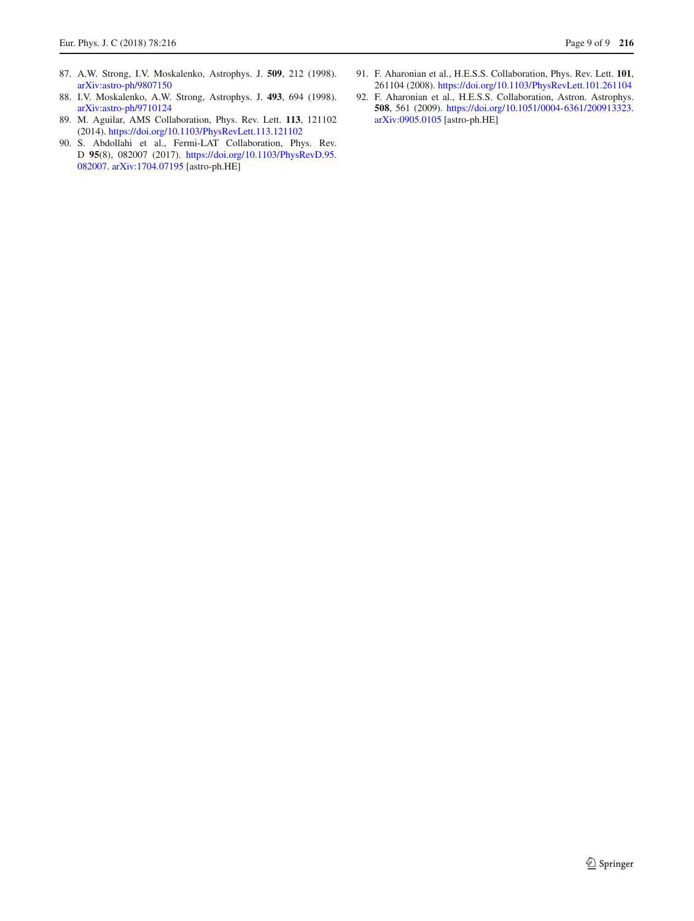87. A.W. Strong, I.V. Moskalenko, Astrophys. J. **509**, 212 (1998). arXiv:astro-ph/9807150
88. I.V. Moskalenko, A.W. Strong, Astrophys. J. **493**, 694 (1998). arXiv:astro-ph/9710124
89. M. Aguilar, AMS Collaboration, Phys. Rev. Lett. **113**, 121102 (2014). https://doi.org/10.1103/PhysRevLett.113.121102
90. S. Abdollahi et al., Fermi-LAT Collaboration, Phys. Rev. D **95**(8), 082007 (2017). https://doi.org/10.1103/PhysRevD.95.082007. arXiv:1704.07195 [astro-ph.HE]
91. F. Aharonian et al., H.E.S.S. Collaboration, Phys. Rev. Lett. **101**, 261104 (2008). https://doi.org/10.1103/PhysRevLett.101.261104
92. F. Aharonian et al., H.E.S.S. Collaboration, Astron. Astrophys. **508**, 561 (2009). https://doi.org/10.1051/0004-6361/200913323. arXiv:0905.0105 [astro-ph.HE]